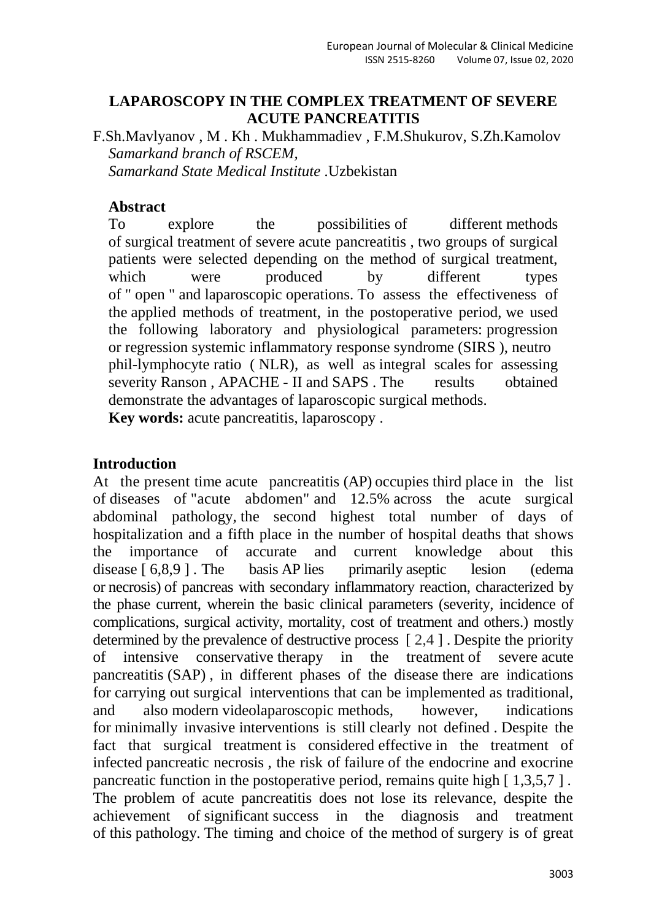# LAPAROSCOPY IN THE COMPLEX TREATMENT OF SEVERE ACUTE PANCREATITIS

F.Sh.Mavlyanov , M . Kh . Mukhammadiev , F.M.Shukurov, S.Zh.Kamolov
*Samarkand branch of RSCEM,*
*Samarkand State Medical Institute* .Uzbekistan

### Abstract

To explore the possibilities of different methods of surgical treatment of severe acute pancreatitis , two groups of surgical patients were selected depending on the method of surgical treatment, which were produced by different types of " open " and laparoscopic operations. To assess the effectiveness of the applied methods of treatment, in the postoperative period, we used the following laboratory and physiological parameters: progression or regression systemic inflammatory response syndrome (SIRS ), neutro phil-lymphocyte ratio ( NLR), as well as integral scales for assessing severity Ranson , APACHE - II and SAPS . The results obtained demonstrate the advantages of laparoscopic surgical methods.

**Key words:** acute pancreatitis, laparoscopy .

## Introduction

At the present time acute pancreatitis (AP) occupies third place in the list of diseases of "acute abdomen" and 12.5% across the acute surgical abdominal pathology, the second highest total number of days of hospitalization and a fifth place in the number of hospital deaths that shows the importance of accurate and current knowledge about this disease [ 6,8,9 ] . The basis AP lies primarily aseptic lesion (edema or necrosis) of pancreas with secondary inflammatory reaction, characterized by the phase current, wherein the basic clinical parameters (severity, incidence of complications, surgical activity, mortality, cost of treatment and others.) mostly determined by the prevalence of destructive process [ 2,4 ] . Despite the priority of intensive conservative therapy in the treatment of severe acute pancreatitis (SAP) , in different phases of the disease there are indications for carrying out surgical interventions that can be implemented as traditional, and also modern videolaparoscopic methods, however, indications for minimally invasive interventions is still clearly not defined . Despite the fact that surgical treatment is considered effective in the treatment of infected pancreatic necrosis , the risk of failure of the endocrine and exocrine pancreatic function in the postoperative period, remains quite high [ 1,3,5,7 ] . The problem of acute pancreatitis does not lose its relevance, despite the achievement of significant success in the diagnosis and treatment of this pathology. The timing and choice of the method of surgery is of great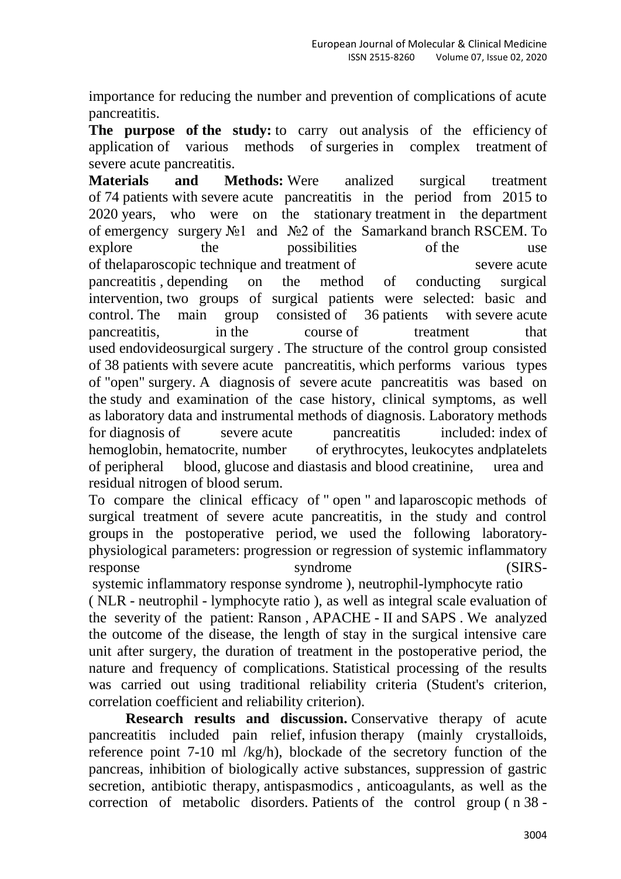importance for reducing the number and prevention of complications of acute pancreatitis.

**The purpose of the study:** to carry out analysis of the efficiency of application of various methods of surgeries in complex treatment of severe acute pancreatitis.

**Materials and Methods:** Were analized surgical treatment of 74 patients with severe acute pancreatitis in the period from 2015 to 2020 years, who were on the stationary treatment in the department of emergency surgery №1 and №2 of the Samarkand branch RSCEM. To explore the possibilities of the use of thelaparoscopic technique and treatment of severe acute pancreatitis , depending on the method of conducting surgical intervention, two groups of surgical patients were selected: basic and control. The main group consisted of 36 patients with severe acute pancreatitis, in the course of treatment that used endovideosurgical surgery . The structure of the control group consisted of 38 patients with severe acute pancreatitis, which performs various types of "open" surgery. A diagnosis of severe acute pancreatitis was based on the study and examination of the case history, clinical symptoms, as well as laboratory data and instrumental methods of diagnosis. Laboratory methods for diagnosis of severe acute pancreatitis included: index of hemoglobin, hematocrite, number of erythrocytes, leukocytes andplatelets of peripheral blood, glucose and diastasis and blood creatinine, urea and residual nitrogen of blood serum.

To compare the clinical efficacy of " open " and laparoscopic methods of surgical treatment of severe acute pancreatitis, in the study and control groups in the postoperative period, we used the following laboratory-physiological parameters: progression or regression of systemic inflammatory response syndrome (SIRS- systemic inflammatory response syndrome ), neutrophil-lymphocyte ratio ( NLR - neutrophil - lymphocyte ratio ), as well as integral scale evaluation of the severity of the patient: Ranson , APACHE - II and SAPS . We analyzed the outcome of the disease, the length of stay in the surgical intensive care unit after surgery, the duration of treatment in the postoperative period, the nature and frequency of complications. Statistical processing of the results was carried out using traditional reliability criteria (Student's criterion, correlation coefficient and reliability criterion).

**Research results and discussion.** Conservative therapy of acute pancreatitis included pain relief, infusion therapy (mainly crystalloids, reference point 7-10 ml /kg/h), blockade of the secretory function of the pancreas, inhibition of biologically active substances, suppression of gastric secretion, antibiotic therapy, antispasmodics , anticoagulants, as well as the correction of metabolic disorders. Patients of the control group ( n 38 -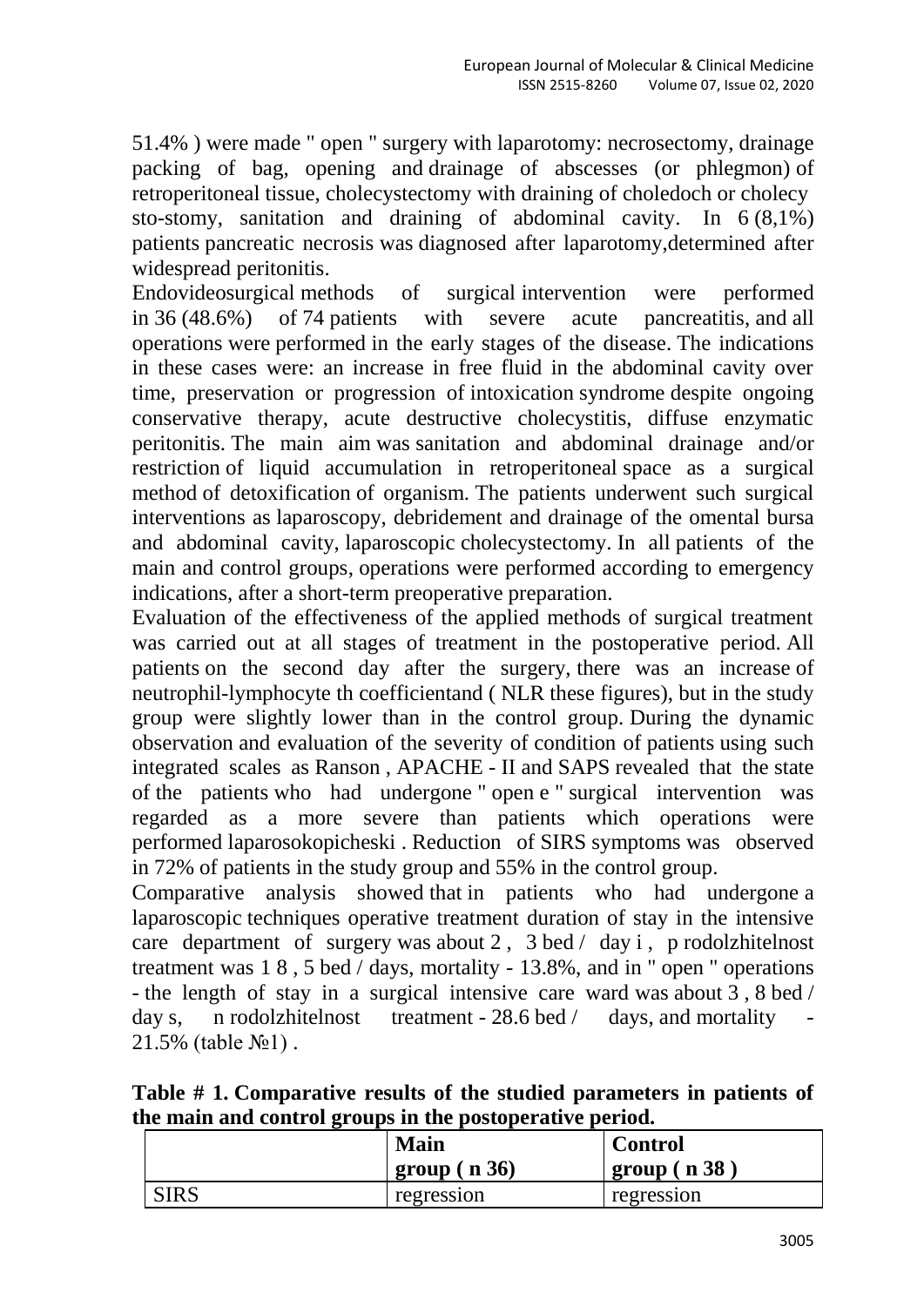51.4% ) were made " open " surgery with laparotomy: necrosectomy, drainage packing of bag, opening and drainage of abscesses (or phlegmon) of retroperitoneal tissue, cholecystectomy with draining of choledoch or cholecy sto-stomy, sanitation and draining of abdominal cavity. In 6 (8,1%) patients pancreatic necrosis was diagnosed after laparotomy,determined after widespread peritonitis.

Endovideosurgical methods of surgical intervention were performed in 36 (48.6%) of 74 patients with severe acute pancreatitis, and all operations were performed in the early stages of the disease. The indications in these cases were: an increase in free fluid in the abdominal cavity over time, preservation or progression of intoxication syndrome despite ongoing conservative therapy, acute destructive cholecystitis, diffuse enzymatic peritonitis. The main aim was sanitation and abdominal drainage and/or restriction of liquid accumulation in retroperitoneal space as a surgical method of detoxification of organism. The patients underwent such surgical interventions as laparoscopy, debridement and drainage of the omental bursa and abdominal cavity, laparoscopic cholecystectomy. In all patients of the main and control groups, operations were performed according to emergency indications, after a short-term preoperative preparation.

Evaluation of the effectiveness of the applied methods of surgical treatment was carried out at all stages of treatment in the postoperative period. All patients on the second day after the surgery, there was an increase of neutrophil-lymphocyte th coefficientand ( NLR these figures), but in the study group were slightly lower than in the control group. During the dynamic observation and evaluation of the severity of condition of patients using such integrated scales as Ranson , APACHE - II and SAPS revealed that the state of the patients who had undergone " open e " surgical intervention was regarded as a more severe than patients which operations were performed laparosokopicheski . Reduction of SIRS symptoms was observed in 72% of patients in the study group and 55% in the control group.

Comparative analysis showed that in patients who had undergone a laparoscopic techniques operative treatment duration of stay in the intensive care department of surgery was about 2 , 3 bed / day i , p rodolzhitelnost treatment was 1 8 , 5 bed / days, mortality - 13.8%, and in " open " operations - the length of stay in a surgical intensive care ward was about 3 , 8 bed / day s, n rodolzhitelnost treatment - 28.6 bed / days, and mortality - 21.5% (table №1) .

**Table # 1. Comparative results of the studied parameters in patients of the main and control groups in the postoperative period.**

| | **Main group ( n 36)** | **Control group ( n 38 )** |
|---|---|---|
| SIRS | regression | regression |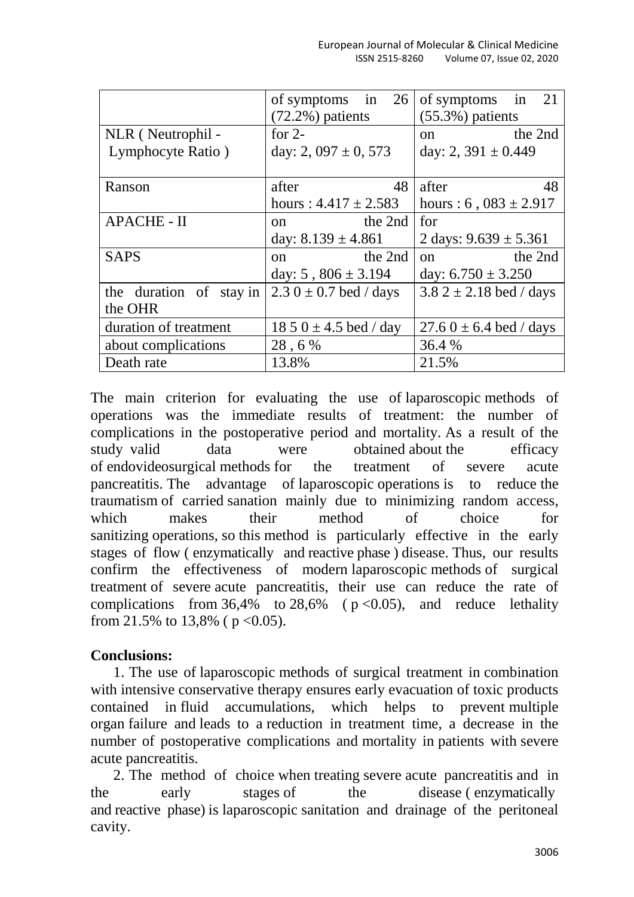| | of symptoms in 26 (72.2%) patients | of symptoms in 21 (55.3%) patients |
|---|---|---|
| NLR ( Neutrophil - Lymphocyte Ratio ) | for 2-day: 2, 097 ± 0, 573 | on the 2nd day: 2, 391 ± 0.449 |
| Ranson | after 48 hours : 4.417 ± 2.583 | after 48 hours : 6 , 083 ± 2.917 |
| APACHE - II | on the 2nd day: 8.139 ± 4.861 | for 2 days: 9.639 ± 5.361 |
| SAPS | on the 2nd day: 5 , 806 ± 3.194 | on the 2nd day: 6.750 ± 3.250 |
| the duration of stay in the OHR | 2.3 0 ± 0.7 bed / days | 3.8 2 ± 2.18 bed / days |
| duration of treatment | 18 5 0 ± 4.5 bed / day | 27.6 0 ± 6.4 bed / days |
| about complications | 28 , 6 % | 36.4 % |
| Death rate | 13.8% | 21.5% |

The main criterion for evaluating the use of laparoscopic methods of operations was the immediate results of treatment: the number of complications in the postoperative period and mortality. As a result of the study valid data were obtained about the efficacy of endovideosurgical methods for the treatment of severe acute pancreatitis. The advantage of laparoscopic operations is to reduce the traumatism of carried sanation mainly due to minimizing random access, which makes their method of choice for sanitizing operations, so this method is particularly effective in the early stages of flow ( enzymatically and reactive phase ) disease. Thus, our results confirm the effectiveness of modern laparoscopic methods of surgical treatment of severe acute pancreatitis, their use can reduce the rate of complications from 36,4% to 28,6% ( $p < 0.05$), and reduce lethality from 21.5% to 13,8% ( $p < 0.05$).

**Conclusions:**

1. The use of laparoscopic methods of surgical treatment in combination with intensive conservative therapy ensures early evacuation of toxic products contained in fluid accumulations, which helps to prevent multiple organ failure and leads to a reduction in treatment time, a decrease in the number of postoperative complications and mortality in patients with severe acute pancreatitis.

2. The method of choice when treating severe acute pancreatitis and in the early stages of the disease ( enzymatically and reactive phase) is laparoscopic sanitation and drainage of the peritoneal cavity.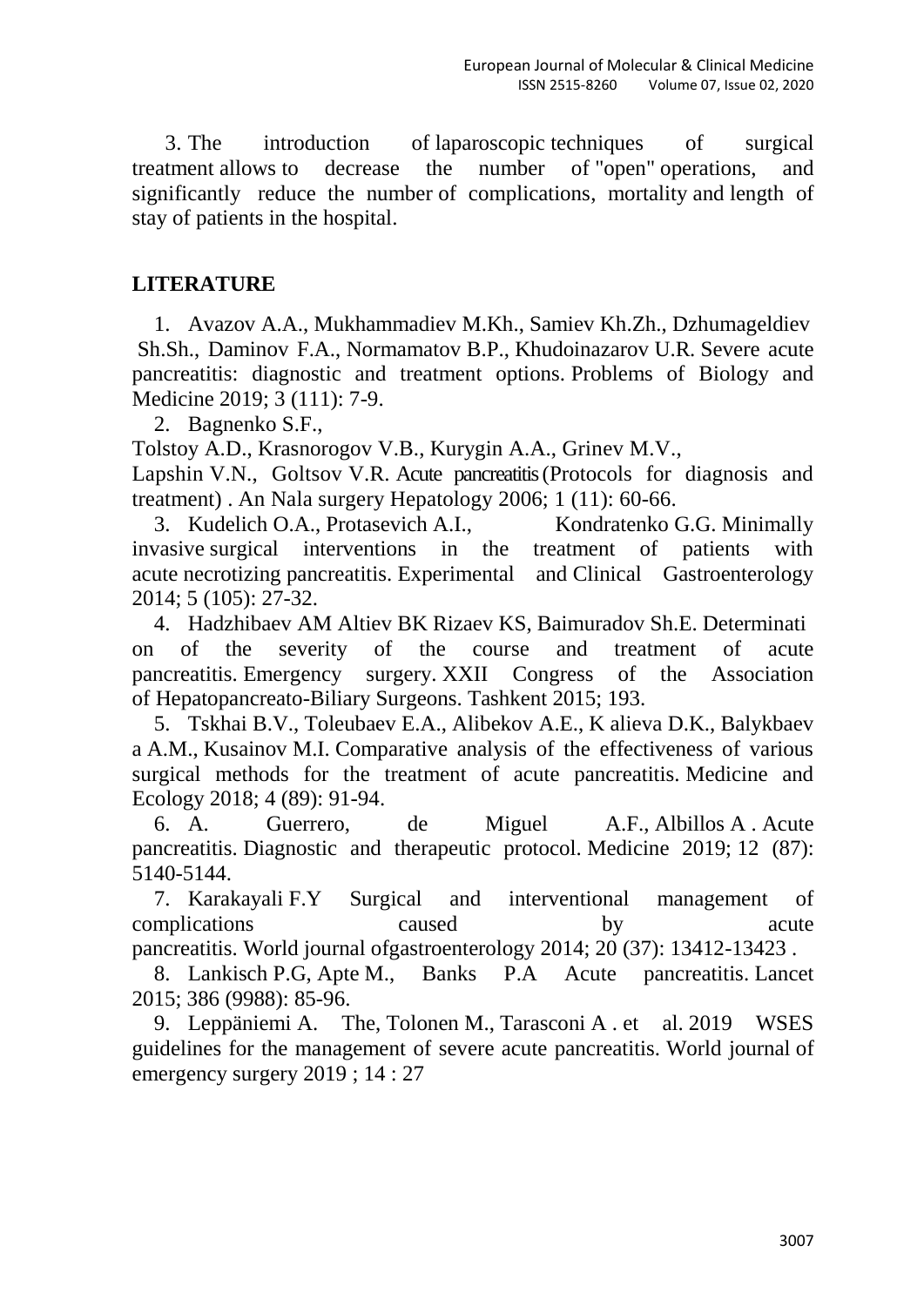3. The introduction of laparoscopic techniques of surgical treatment allows to decrease the number of "open" operations, and significantly reduce the number of complications, mortality and length of stay of patients in the hospital.

## LITERATURE

1. Avazov A.A., Mukhammadiev M.Kh., Samiev Kh.Zh., Dzhumageldiev Sh.Sh., Daminov F.A., Normamatov B.P., Khudoinazarov U.R. Severe acute pancreatitis: diagnostic and treatment options. Problems of Biology and Medicine 2019; 3 (111): 7-9.
2. Bagnenko S.F., Tolstoy A.D., Krasnorogov V.B., Kurygin A.A., Grinev M.V., Lapshin V.N., Goltsov V.R. Acute pancreatitis (Protocols for diagnosis and treatment) . An Nala surgery Hepatology 2006; 1 (11): 60-66.
3. Kudelich O.A., Protasevich A.I., Kondratenko G.G. Minimally invasive surgical interventions in the treatment of patients with acute necrotizing pancreatitis. Experimental and Clinical Gastroenterology 2014; 5 (105): 27-32.
4. Hadzhibaev AM Altiev BK Rizaev KS, Baimuradov Sh.E. Determinati on of the severity of the course and treatment of acute pancreatitis. Emergency surgery. XXII Congress of the Association of Hepatopancreato-Biliary Surgeons. Tashkent 2015; 193.
5. Tskhai B.V., Toleubaev E.A., Alibekov A.E., K alieva D.K., Balykbaev a A.M., Kusainov M.I. Comparative analysis of the effectiveness of various surgical methods for the treatment of acute pancreatitis. Medicine and Ecology 2018; 4 (89): 91-94.
6. A. Guerrero, de Miguel A.F., Albillos A . Acute pancreatitis. Diagnostic and therapeutic protocol. Medicine 2019; 12 (87): 5140-5144.
7. Karakayali F.Y Surgical and interventional management of complications caused by acute pancreatitis. World journal ofgastroenterology 2014; 20 (37): 13412-13423 .
8. Lankisch P.G, Apte M., Banks P.A Acute pancreatitis. Lancet 2015; 386 (9988): 85-96.
9. Leppäniemi A. The, Tolonen M., Tarasconi A . et al. 2019 WSES guidelines for the management of severe acute pancreatitis. World journal of emergency surgery 2019 ; 14 : 27